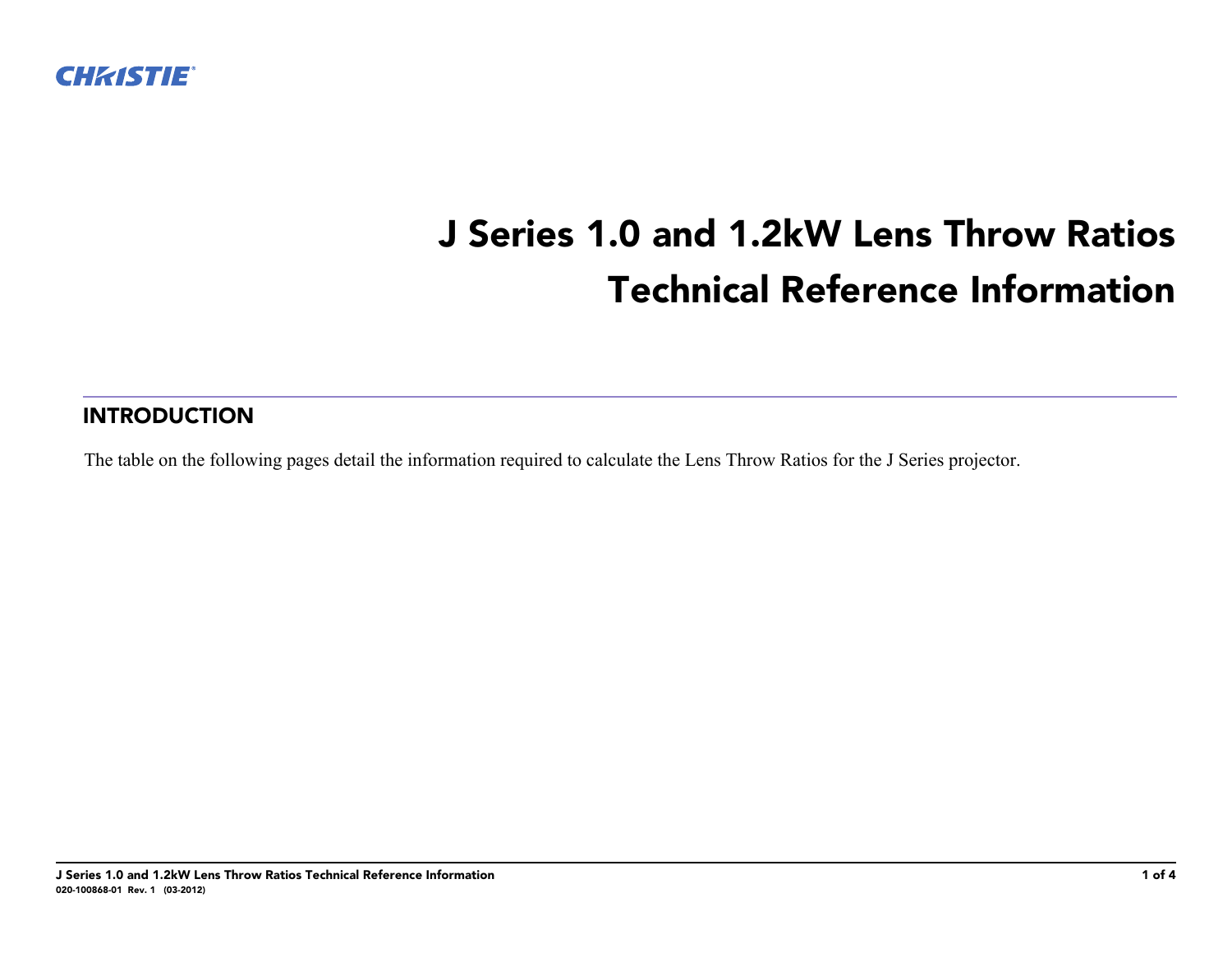# J Series 1.0 and 1.2kW Lens Throw Ratios Technical Reference Information

## INTRODUCTION

The table on the following pages detail the information required to calculate the Lens Throw Ratios for the J Series projector.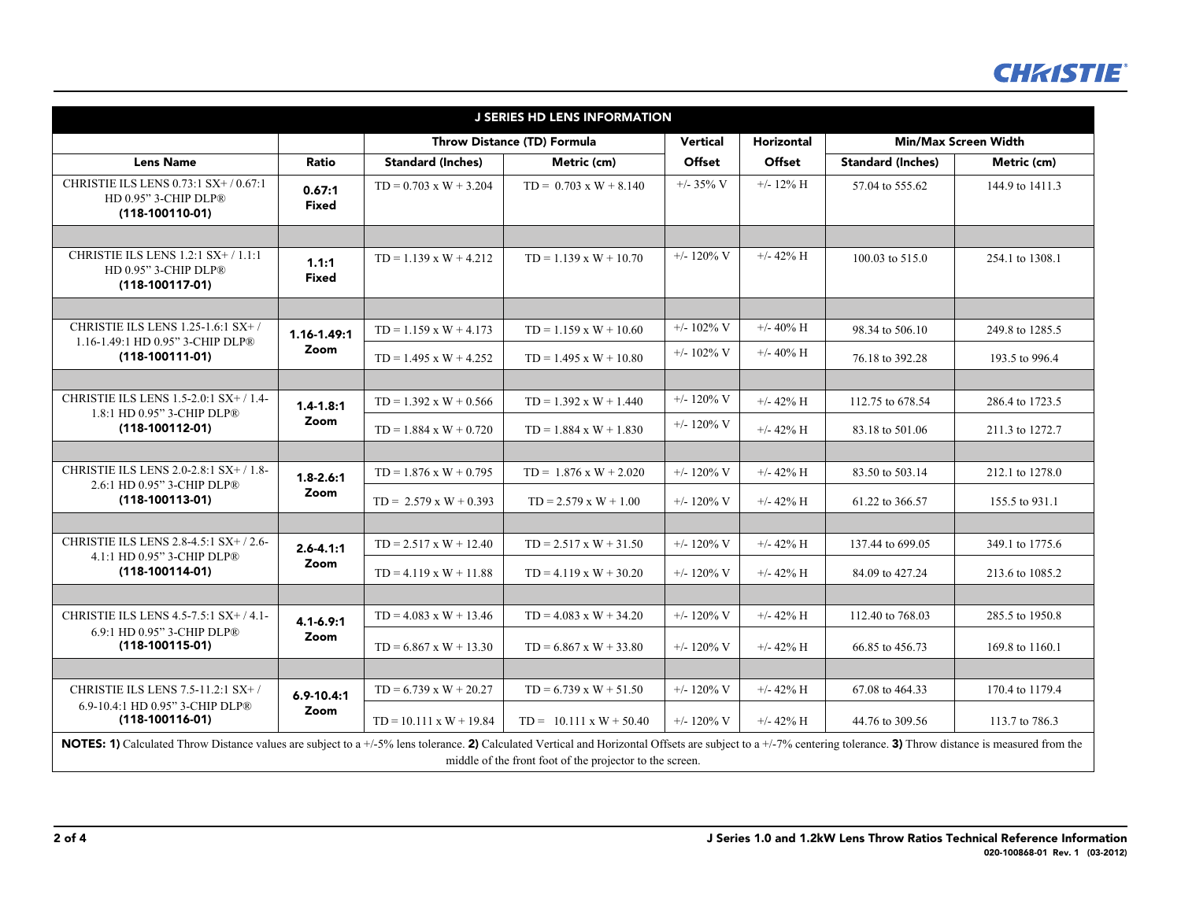| J SERIES HD LENS INFORMATION | | | | | | | |
|---|---|---|---|---|---|---|---|
| | | Throw Distance (TD) Formula | | Vertical | Horizontal | Min/Max Screen Width | |
| **Lens Name** | **Ratio** | **Standard (Inches)** | **Metric (cm)** | **Offset** | **Offset** | **Standard (Inches)** | **Metric (cm)** |
| CHRISTIE ILS LENS 0.73:1 SX+ / 0.67:1 HD 0.95" 3-CHIP DLP® **(118-100110-01)** | **0.67:1 Fixed** | TD = 0.703 x W + 3.204 | TD = 0.703 x W + 8.140 | +/- 35% V | +/- 12% H | 57.04 to 555.62 | 144.9 to 1411.3 |
| | | | | | | | |
| CHRISTIE ILS LENS 1.2:1 SX+ / 1.1:1 HD 0.95" 3-CHIP DLP® **(118-100117-01)** | **1.1:1 Fixed** | TD = 1.139 x W + 4.212 | TD = 1.139 x W + 10.70 | +/- 120% V | +/- 42% H | 100.03 to 515.0 | 254.1 to 1308.1 |
| | | | | | | | |
| CHRISTIE ILS LENS 1.25-1.6:1 SX+ / 1.16-1.49:1 HD 0.95" 3-CHIP DLP® **(118-100111-01)** | **1.16-1.49:1 Zoom** | TD = 1.159 x W + 4.173 | TD = 1.159 x W + 10.60 | +/- 102% V | +/- 40% H | 98.34 to 506.10 | 249.8 to 1285.5 |
| | | TD = 1.495 x W + 4.252 | TD = 1.495 x W + 10.80 | +/- 102% V | +/- 40% H | 76.18 to 392.28 | 193.5 to 996.4 |
| | | | | | | | |
| CHRISTIE ILS LENS 1.5-2.0:1 SX+ / 1.4-1.8:1 HD 0.95" 3-CHIP DLP® **(118-100112-01)** | **1.4-1.8:1 Zoom** | TD = 1.392 x W + 0.566 | TD = 1.392 x W + 1.440 | +/- 120% V | +/- 42% H | 112.75 to 678.54 | 286.4 to 1723.5 |
| | | TD = 1.884 x W + 0.720 | TD = 1.884 x W + 1.830 | +/- 120% V | +/- 42% H | 83.18 to 501.06 | 211.3 to 1272.7 |
| | | | | | | | |
| CHRISTIE ILS LENS 2.0-2.8:1 SX+ / 1.8-2.6:1 HD 0.95" 3-CHIP DLP® **(118-100113-01)** | **1.8-2.6:1 Zoom** | TD = 1.876 x W + 0.795 | TD = 1.876 x W + 2.020 | +/- 120% V | +/- 42% H | 83.50 to 503.14 | 212.1 to 1278.0 |
| | | TD = 2.579 x W + 0.393 | TD = 2.579 x W + 1.00 | +/- 120% V | +/- 42% H | 61.22 to 366.57 | 155.5 to 931.1 |
| | | | | | | | |
| CHRISTIE ILS LENS 2.8-4.5:1 SX+ / 2.6-4.1:1 HD 0.95" 3-CHIP DLP® **(118-100114-01)** | **2.6-4.1:1 Zoom** | TD = 2.517 x W + 12.40 | TD = 2.517 x W + 31.50 | +/- 120% V | +/- 42% H | 137.44 to 699.05 | 349.1 to 1775.6 |
| | | TD = 4.119 x W + 11.88 | TD = 4.119 x W + 30.20 | +/- 120% V | +/- 42% H | 84.09 to 427.24 | 213.6 to 1085.2 |
| | | | | | | | |
| CHRISTIE ILS LENS 4.5-7.5:1 SX+ / 4.1-6.9:1 HD 0.95" 3-CHIP DLP® **(118-100115-01)** | **4.1-6.9:1 Zoom** | TD = 4.083 x W + 13.46 | TD = 4.083 x W + 34.20 | +/- 120% V | +/- 42% H | 112.40 to 768.03 | 285.5 to 1950.8 |
| | | TD = 6.867 x W + 13.30 | TD = 6.867 x W + 33.80 | +/- 120% V | +/- 42% H | 66.85 to 456.73 | 169.8 to 1160.1 |
| | | | | | | | |
| CHRISTIE ILS LENS 7.5-11.2:1 SX+ / 6.9-10.4:1 HD 0.95" 3-CHIP DLP® **(118-100116-01)** | **6.9-10.4:1 Zoom** | TD = 6.739 x W + 20.27 | TD = 6.739 x W + 51.50 | +/- 120% V | +/- 42% H | 67.08 to 464.33 | 170.4 to 1179.4 |
| | | TD = 10.111 x W + 19.84 | TD = 10.111 x W + 50.40 | +/- 120% V | +/- 42% H | 44.76 to 309.56 | 113.7 to 786.3 |

**NOTES: 1)** Calculated Throw Distance values are subject to a +/-5% lens tolerance. **2)** Calculated Vertical and Horizontal Offsets are subject to a +/-7% centering tolerance. **3)** Throw distance is measured from the middle of the front foot of the projector to the screen.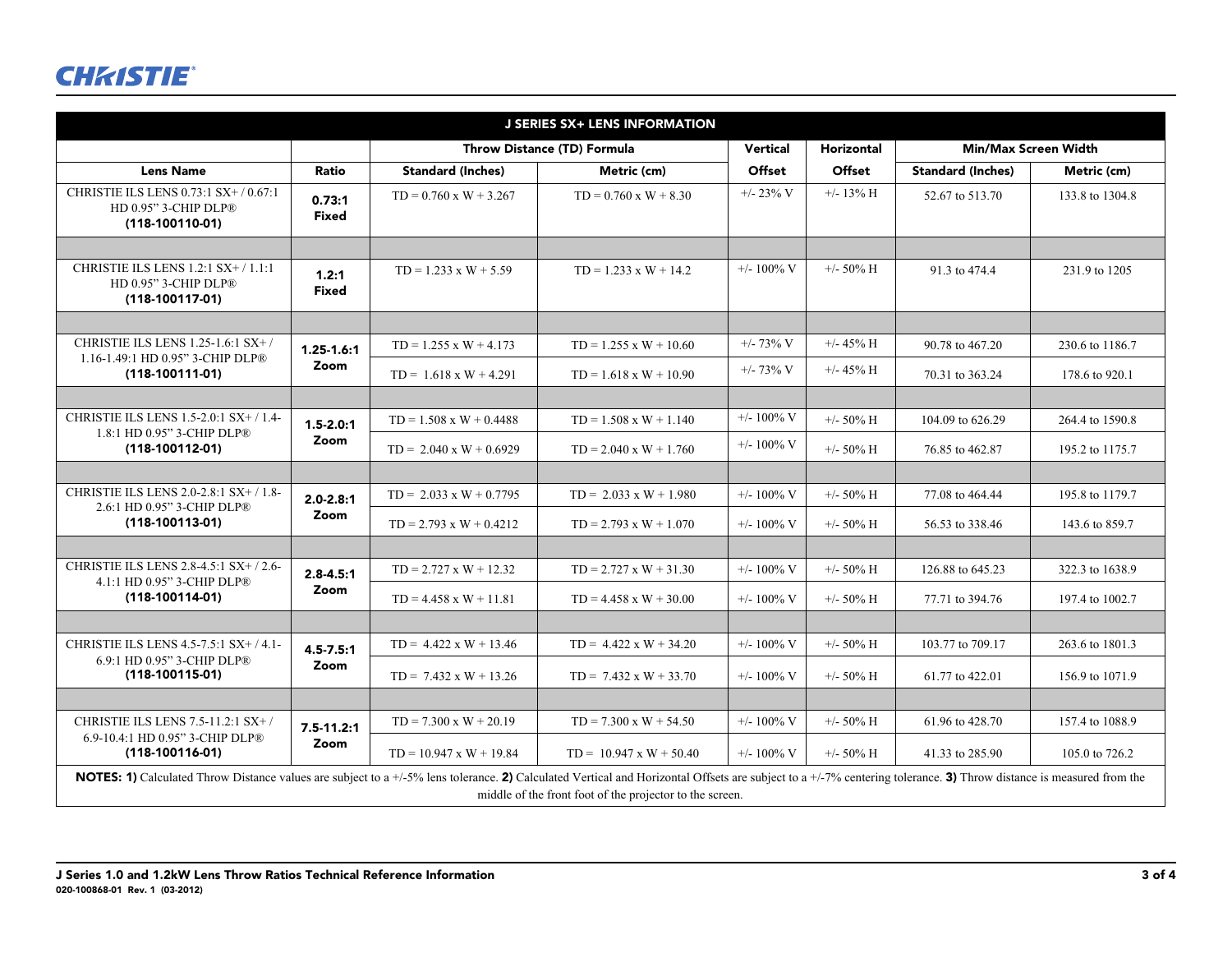| J SERIES SX+ LENS INFORMATION | | | | | | | |
|---|---|---|---|---|---|---|---|
| | | Throw Distance (TD) Formula | | Vertical | Horizontal | Min/Max Screen Width | |
| **Lens Name** | **Ratio** | **Standard (Inches)** | **Metric (cm)** | **Offset** | **Offset** | **Standard (Inches)** | **Metric (cm)** |
| CHRISTIE ILS LENS 0.73:1 SX+ / 0.67:1 HD 0.95" 3-CHIP DLP® **(118-100110-01)** | **0.73:1 Fixed** | TD = 0.760 x W + 3.267 | TD = 0.760 x W + 8.30 | +/- 23% V | +/- 13% H | 52.67 to 513.70 | 133.8 to 1304.8 |
| | | | | | | | |
| CHRISTIE ILS LENS 1.2:1 SX+ / 1.1:1 HD 0.95" 3-CHIP DLP® **(118-100117-01)** | **1.2:1 Fixed** | TD = 1.233 x W + 5.59 | TD = 1.233 x W + 14.2 | +/- 100% V | +/- 50% H | 91.3 to 474.4 | 231.9 to 1205 |
| | | | | | | | |
| CHRISTIE ILS LENS 1.25-1.6:1 SX+ / 1.16-1.49:1 HD 0.95" 3-CHIP DLP® **(118-100111-01)** | **1.25-1.6:1 Zoom** | TD = 1.255 x W + 4.173 | TD = 1.255 x W + 10.60 | +/- 73% V | +/- 45% H | 90.78 to 467.20 | 230.6 to 1186.7 |
| | | TD = 1.618 x W + 4.291 | TD = 1.618 x W + 10.90 | +/- 73% V | +/- 45% H | 70.31 to 363.24 | 178.6 to 920.1 |
| | | | | | | | |
| CHRISTIE ILS LENS 1.5-2.0:1 SX+ / 1.4-1.8:1 HD 0.95" 3-CHIP DLP® **(118-100112-01)** | **1.5-2.0:1 Zoom** | TD = 1.508 x W + 0.4488 | TD = 1.508 x W + 1.140 | +/- 100% V | +/- 50% H | 104.09 to 626.29 | 264.4 to 1590.8 |
| | | TD = 2.040 x W + 0.6929 | TD = 2.040 x W + 1.760 | +/- 100% V | +/- 50% H | 76.85 to 462.87 | 195.2 to 1175.7 |
| | | | | | | | |
| CHRISTIE ILS LENS 2.0-2.8:1 SX+ / 1.8-2.6:1 HD 0.95" 3-CHIP DLP® **(118-100113-01)** | **2.0-2.8:1 Zoom** | TD = 2.033 x W + 0.7795 | TD = 2.033 x W + 1.980 | +/- 100% V | +/- 50% H | 77.08 to 464.44 | 195.8 to 1179.7 |
| | | TD = 2.793 x W + 0.4212 | TD = 2.793 x W + 1.070 | +/- 100% V | +/- 50% H | 56.53 to 338.46 | 143.6 to 859.7 |
| | | | | | | | |
| CHRISTIE ILS LENS 2.8-4.5:1 SX+ / 2.6-4.1:1 HD 0.95" 3-CHIP DLP® **(118-100114-01)** | **2.8-4.5:1 Zoom** | TD = 2.727 x W + 12.32 | TD = 2.727 x W + 31.30 | +/- 100% V | +/- 50% H | 126.88 to 645.23 | 322.3 to 1638.9 |
| | | TD = 4.458 x W + 11.81 | TD = 4.458 x W + 30.00 | +/- 100% V | +/- 50% H | 77.71 to 394.76 | 197.4 to 1002.7 |
| | | | | | | | |
| CHRISTIE ILS LENS 4.5-7.5:1 SX+ / 4.1-6.9:1 HD 0.95" 3-CHIP DLP® **(118-100115-01)** | **4.5-7.5:1 Zoom** | TD = 4.422 x W + 13.46 | TD = 4.422 x W + 34.20 | +/- 100% V | +/- 50% H | 103.77 to 709.17 | 263.6 to 1801.3 |
| | | TD = 7.432 x W + 13.26 | TD = 7.432 x W + 33.70 | +/- 100% V | +/- 50% H | 61.77 to 422.01 | 156.9 to 1071.9 |
| | | | | | | | |
| CHRISTIE ILS LENS 7.5-11.2:1 SX+ / 6.9-10.4:1 HD 0.95" 3-CHIP DLP® **(118-100116-01)** | **7.5-11.2:1 Zoom** | TD = 7.300 x W + 20.19 | TD = 7.300 x W + 54.50 | +/- 100% V | +/- 50% H | 61.96 to 428.70 | 157.4 to 1088.9 |
| | | TD = 10.947 x W + 19.84 | TD = 10.947 x W + 50.40 | +/- 100% V | +/- 50% H | 41.33 to 285.90 | 105.0 to 726.2 |

**NOTES: 1)** Calculated Throw Distance values are subject to a +/-5% lens tolerance. **2)** Calculated Vertical and Horizontal Offsets are subject to a +/-7% centering tolerance. **3)** Throw distance is measured from the middle of the front foot of the projector to the screen.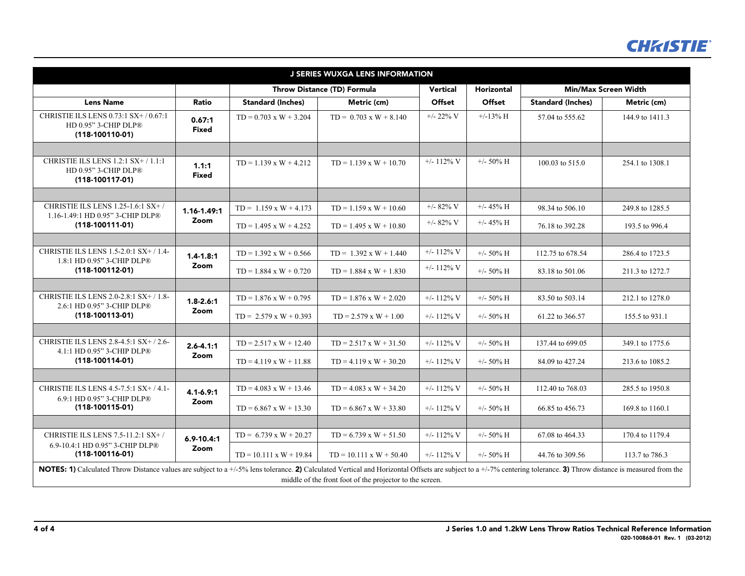| J SERIES WUXGA LENS INFORMATION | | | | | | | |
|---|---|---|---|---|---|---|---|
| | | Throw Distance (TD) Formula | | Vertical | Horizontal | Min/Max Screen Width | |
| **Lens Name** | **Ratio** | **Standard (Inches)** | **Metric (cm)** | **Offset** | **Offset** | **Standard (Inches)** | **Metric (cm)** |
| CHRISTIE ILS LENS 0.73:1 SX+ / 0.67:1 HD 0.95" 3-CHIP DLP® **(118-100110-01)** | **0.67:1 Fixed** | TD = 0.703 x W + 3.204 | TD = 0.703 x W + 8.140 | +/- 22% V | +/-13% H | 57.04 to 555.62 | 144.9 to 1411.3 |
| | | | | | | | |
| CHRISTIE ILS LENS 1.2:1 SX+ / 1.1:1 HD 0.95" 3-CHIP DLP® **(118-100117-01)** | **1.1:1 Fixed** | TD = 1.139 x W + 4.212 | TD = 1.139 x W + 10.70 | +/- 112% V | +/- 50% H | 100.03 to 515.0 | 254.1 to 1308.1 |
| | | | | | | | |
| CHRISTIE ILS LENS 1.25-1.6:1 SX+ / 1.16-1.49:1 HD 0.95" 3-CHIP DLP® **(118-100111-01)** | **1.16-1.49:1 Zoom** | TD = 1.159 x W + 4.173 | TD = 1.159 x W + 10.60 | +/- 82% V | +/- 45% H | 98.34 to 506.10 | 249.8 to 1285.5 |
| | | TD = 1.495 x W + 4.252 | TD = 1.495 x W + 10.80 | +/- 82% V | +/- 45% H | 76.18 to 392.28 | 193.5 to 996.4 |
| | | | | | | | |
| CHRISTIE ILS LENS 1.5-2.0:1 SX+ / 1.4-1.8:1 HD 0.95" 3-CHIP DLP® **(118-100112-01)** | **1.4-1.8:1 Zoom** | TD = 1.392 x W + 0.566 | TD = 1.392 x W + 1.440 | +/- 112% V | +/- 50% H | 112.75 to 678.54 | 286.4 to 1723.5 |
| | | TD = 1.884 x W + 0.720 | TD = 1.884 x W + 1.830 | +/- 112% V | +/- 50% H | 83.18 to 501.06 | 211.3 to 1272.7 |
| | | | | | | | |
| CHRISTIE ILS LENS 2.0-2.8:1 SX+ / 1.8-2.6:1 HD 0.95" 3-CHIP DLP® **(118-100113-01)** | **1.8-2.6:1 Zoom** | TD = 1.876 x W + 0.795 | TD = 1.876 x W + 2.020 | +/- 112% V | +/- 50% H | 83.50 to 503.14 | 212.1 to 1278.0 |
| | | TD = 2.579 x W + 0.393 | TD = 2.579 x W + 1.00 | +/- 112% V | +/- 50% H | 61.22 to 366.57 | 155.5 to 931.1 |
| | | | | | | | |
| CHRISTIE ILS LENS 2.8-4.5:1 SX+ / 2.6-4.1:1 HD 0.95" 3-CHIP DLP® **(118-100114-01)** | **2.6-4.1:1 Zoom** | TD = 2.517 x W + 12.40 | TD = 2.517 x W + 31.50 | +/- 112% V | +/- 50% H | 137.44 to 699.05 | 349.1 to 1775.6 |
| | | TD = 4.119 x W + 11.88 | TD = 4.119 x W + 30.20 | +/- 112% V | +/- 50% H | 84.09 to 427.24 | 213.6 to 1085.2 |
| | | | | | | | |
| CHRISTIE ILS LENS 4.5-7.5:1 SX+ / 4.1-6.9:1 HD 0.95" 3-CHIP DLP® **(118-100115-01)** | **4.1-6.9:1 Zoom** | TD = 4.083 x W + 13.46 | TD = 4.083 x W + 34.20 | +/- 112% V | +/- 50% H | 112.40 to 768.03 | 285.5 to 1950.8 |
| | | TD = 6.867 x W + 13.30 | TD = 6.867 x W + 33.80 | +/- 112% V | +/- 50% H | 66.85 to 456.73 | 169.8 to 1160.1 |
| | | | | | | | |
| CHRISTIE ILS LENS 7.5-11.2:1 SX+ / 6.9-10.4:1 HD 0.95" 3-CHIP DLP® **(118-100116-01)** | **6.9-10.4:1 Zoom** | TD = 6.739 x W + 20.27 | TD = 6.739 x W + 51.50 | +/- 112% V | +/- 50% H | 67.08 to 464.33 | 170.4 to 1179.4 |
| | | TD = 10.111 x W + 19.84 | TD = 10.111 x W + 50.40 | +/- 112% V | +/- 50% H | 44.76 to 309.56 | 113.7 to 786.3 |

**NOTES: 1)** Calculated Throw Distance values are subject to a +/-5% lens tolerance. **2)** Calculated Vertical and Horizontal Offsets are subject to a +/-7% centering tolerance. **3)** Throw distance is measured from the middle of the front foot of the projector to the screen.